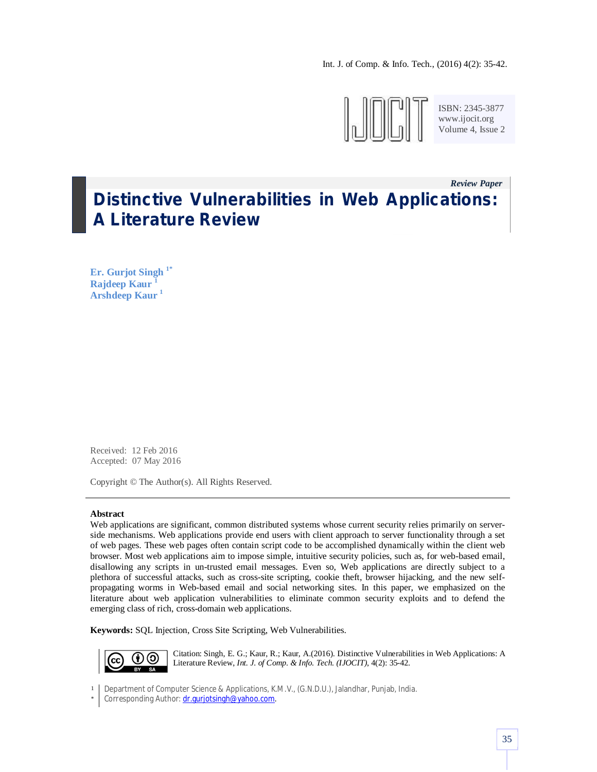ISBN: 2345-3877
www.ijocit.org
Volume 4, Issue 2

*Review Paper*

# Distinctive Vulnerabilities in Web Applications: A Literature Review

**Er. Gurjot Singh** [1*]
**Rajdeep Kaur** [1]
**Arshdeep Kaur** [1]

Received: 12 Feb 2016
Accepted: 07 May 2016

Copyright © The Author(s). All Rights Reserved.

---

**Abstract**

Web applications are significant, common distributed systems whose current security relies primarily on server-side mechanisms. Web applications provide end users with client approach to server functionality through a set of web pages. These web pages often contain script code to be accomplished dynamically within the client web browser. Most web applications aim to impose simple, intuitive security policies, such as, for web-based email, disallowing any scripts in un-trusted email messages. Even so, Web applications are directly subject to a plethora of successful attacks, such as cross-site scripting, cookie theft, browser hijacking, and the new self-propagating worms in Web-based email and social networking sites. In this paper, we emphasized on the literature about web application vulnerabilities to eliminate common security exploits and to defend the emerging class of rich, cross-domain web applications.

**Keywords:** SQL Injection, Cross Site Scripting, Web Vulnerabilities.

Citation: Singh, E. G.; Kaur, R.; Kaur, A.(2016). Distinctive Vulnerabilities in Web Applications: A Literature Review, *Int. J. of Comp. & Info. Tech. (IJOCIT)*, 4(2): 35-42.

[1] Department of Computer Science & Applications, K.M.V., (G.N.D.U.), Jalandhar, Punjab, India.
[*] Corresponding Author: dr.gurjotsingh@yahoo.com.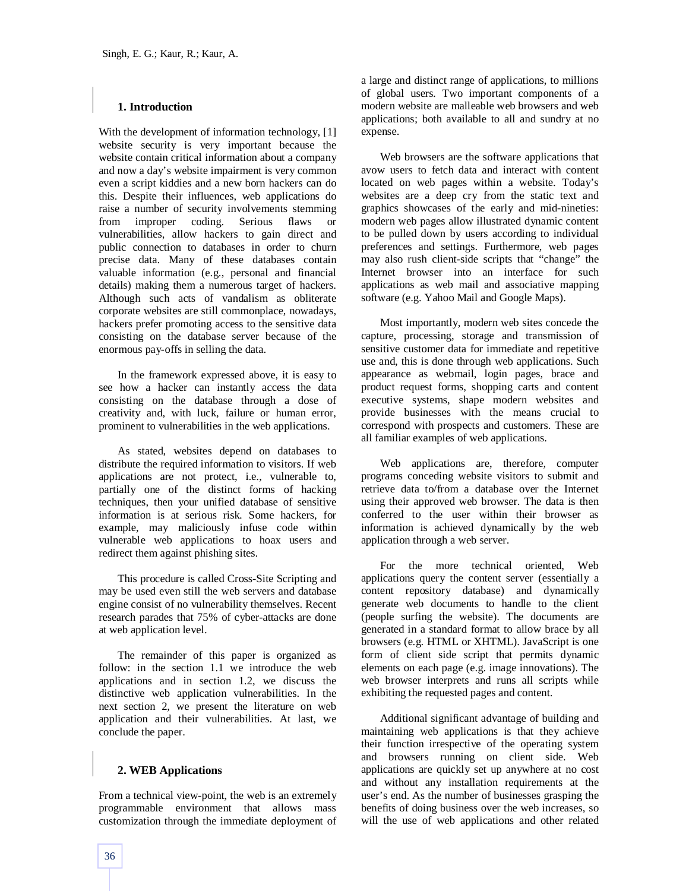## 1. Introduction

With the development of information technology, [1] website security is very important because the website contain critical information about a company and now a day's website impairment is very common even a script kiddies and a new born hackers can do this. Despite their influences, web applications do raise a number of security involvements stemming from improper coding. Serious flaws or vulnerabilities, allow hackers to gain direct and public connection to databases in order to churn precise data. Many of these databases contain valuable information (e.g., personal and financial details) making them a numerous target of hackers. Although such acts of vandalism as obliterate corporate websites are still commonplace, nowadays, hackers prefer promoting access to the sensitive data consisting on the database server because of the enormous pay-offs in selling the data.

In the framework expressed above, it is easy to see how a hacker can instantly access the data consisting on the database through a dose of creativity and, with luck, failure or human error, prominent to vulnerabilities in the web applications.

As stated, websites depend on databases to distribute the required information to visitors. If web applications are not protect, i.e., vulnerable to, partially one of the distinct forms of hacking techniques, then your unified database of sensitive information is at serious risk. Some hackers, for example, may maliciously infuse code within vulnerable web applications to hoax users and redirect them against phishing sites.

This procedure is called Cross-Site Scripting and may be used even still the web servers and database engine consist of no vulnerability themselves. Recent research parades that 75% of cyber-attacks are done at web application level.

The remainder of this paper is organized as follow: in the section 1.1 we introduce the web applications and in section 1.2, we discuss the distinctive web application vulnerabilities. In the next section 2, we present the literature on web application and their vulnerabilities. At last, we conclude the paper.

## 2. WEB Applications

From a technical view-point, the web is an extremely programmable environment that allows mass customization through the immediate deployment of a large and distinct range of applications, to millions of global users. Two important components of a modern website are malleable web browsers and web applications; both available to all and sundry at no expense.

Web browsers are the software applications that avow users to fetch data and interact with content located on web pages within a website. Today's websites are a deep cry from the static text and graphics showcases of the early and mid-nineties: modern web pages allow illustrated dynamic content to be pulled down by users according to individual preferences and settings. Furthermore, web pages may also rush client-side scripts that "change" the Internet browser into an interface for such applications as web mail and associative mapping software (e.g. Yahoo Mail and Google Maps).

Most importantly, modern web sites concede the capture, processing, storage and transmission of sensitive customer data for immediate and repetitive use and, this is done through web applications. Such appearance as webmail, login pages, brace and product request forms, shopping carts and content executive systems, shape modern websites and provide businesses with the means crucial to correspond with prospects and customers. These are all familiar examples of web applications.

Web applications are, therefore, computer programs conceding website visitors to submit and retrieve data to/from a database over the Internet using their approved web browser. The data is then conferred to the user within their browser as information is achieved dynamically by the web application through a web server.

For the more technical oriented, Web applications query the content server (essentially a content repository database) and dynamically generate web documents to handle to the client (people surfing the website). The documents are generated in a standard format to allow brace by all browsers (e.g. HTML or XHTML). JavaScript is one form of client side script that permits dynamic elements on each page (e.g. image innovations). The web browser interprets and runs all scripts while exhibiting the requested pages and content.

Additional significant advantage of building and maintaining web applications is that they achieve their function irrespective of the operating system and browsers running on client side. Web applications are quickly set up anywhere at no cost and without any installation requirements at the user's end. As the number of businesses grasping the benefits of doing business over the web increases, so will the use of web applications and other related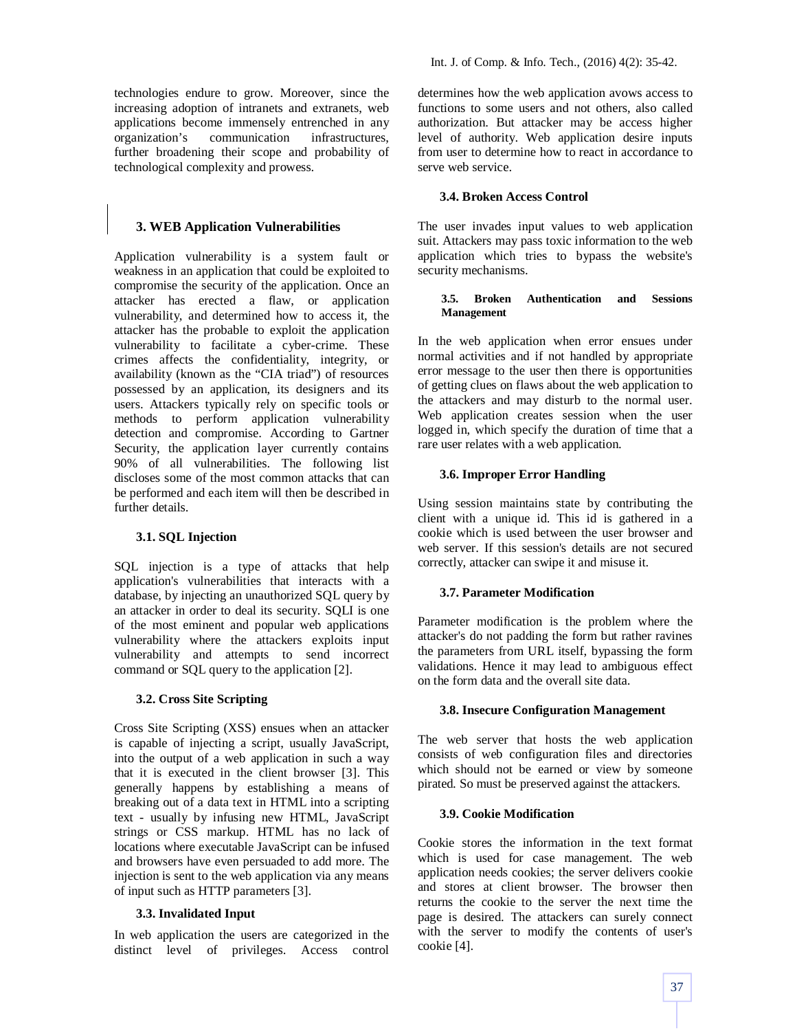technologies endure to grow. Moreover, since the increasing adoption of intranets and extranets, web applications become immensely entrenched in any organization's communication infrastructures, further broadening their scope and probability of technological complexity and prowess.

## 3. WEB Application Vulnerabilities

Application vulnerability is a system fault or weakness in an application that could be exploited to compromise the security of the application. Once an attacker has erected a flaw, or application vulnerability, and determined how to access it, the attacker has the probable to exploit the application vulnerability to facilitate a cyber-crime. These crimes affects the confidentiality, integrity, or availability (known as the "CIA triad") of resources possessed by an application, its designers and its users. Attackers typically rely on specific tools or methods to perform application vulnerability detection and compromise. According to Gartner Security, the application layer currently contains 90% of all vulnerabilities. The following list discloses some of the most common attacks that can be performed and each item will then be described in further details.

### 3.1. SQL Injection

SQL injection is a type of attacks that help application's vulnerabilities that interacts with a database, by injecting an unauthorized SQL query by an attacker in order to deal its security. SQLI is one of the most eminent and popular web applications vulnerability where the attackers exploits input vulnerability and attempts to send incorrect command or SQL query to the application [2].

### 3.2. Cross Site Scripting

Cross Site Scripting (XSS) ensues when an attacker is capable of injecting a script, usually JavaScript, into the output of a web application in such a way that it is executed in the client browser [3]. This generally happens by establishing a means of breaking out of a data text in HTML into a scripting text - usually by infusing new HTML, JavaScript strings or CSS markup. HTML has no lack of locations where executable JavaScript can be infused and browsers have even persuaded to add more. The injection is sent to the web application via any means of input such as HTTP parameters [3].

### 3.3. Invalidated Input

In web application the users are categorized in the distinct level of privileges. Access control determines how the web application avows access to functions to some users and not others, also called authorization. But attacker may be access higher level of authority. Web application desire inputs from user to determine how to react in accordance to serve web service.

### 3.4. Broken Access Control

The user invades input values to web application suit. Attackers may pass toxic information to the web application which tries to bypass the website's security mechanisms.

### 3.5. Broken Authentication and Sessions Management

In the web application when error ensues under normal activities and if not handled by appropriate error message to the user then there is opportunities of getting clues on flaws about the web application to the attackers and may disturb to the normal user. Web application creates session when the user logged in, which specify the duration of time that a rare user relates with a web application.

### 3.6. Improper Error Handling

Using session maintains state by contributing the client with a unique id. This id is gathered in a cookie which is used between the user browser and web server. If this session's details are not secured correctly, attacker can swipe it and misuse it.

### 3.7. Parameter Modification

Parameter modification is the problem where the attacker's do not padding the form but rather ravines the parameters from URL itself, bypassing the form validations. Hence it may lead to ambiguous effect on the form data and the overall site data.

### 3.8. Insecure Configuration Management

The web server that hosts the web application consists of web configuration files and directories which should not be earned or view by someone pirated. So must be preserved against the attackers.

### 3.9. Cookie Modification

Cookie stores the information in the text format which is used for case management. The web application needs cookies; the server delivers cookie and stores at client browser. The browser then returns the cookie to the server the next time the page is desired. The attackers can surely connect with the server to modify the contents of user's cookie [4].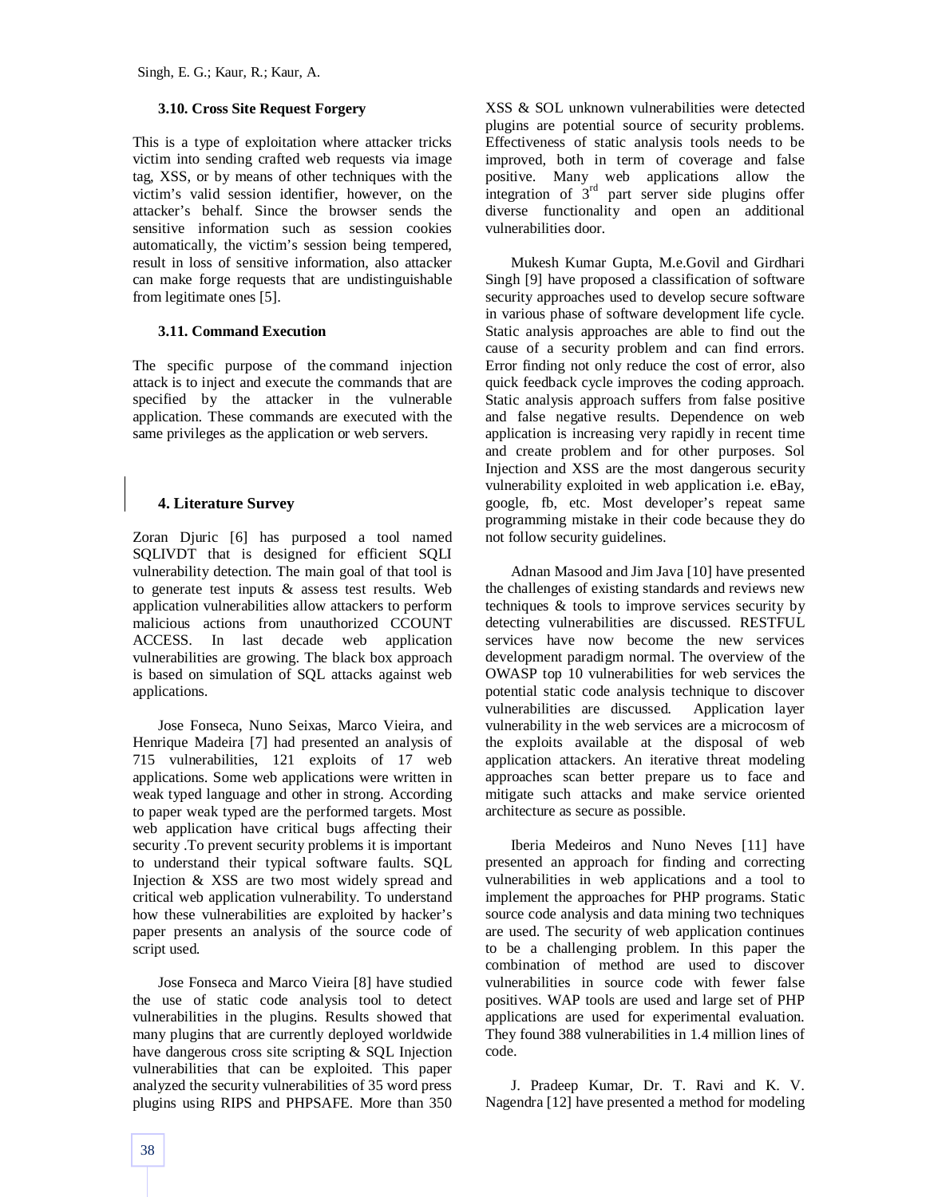### 3.10. Cross Site Request Forgery

This is a type of exploitation where attacker tricks victim into sending crafted web requests via image tag, XSS, or by means of other techniques with the victim's valid session identifier, however, on the attacker's behalf. Since the browser sends the sensitive information such as session cookies automatically, the victim's session being tempered, result in loss of sensitive information, also attacker can make forge requests that are undistinguishable from legitimate ones [5].

### 3.11. Command Execution

The specific purpose of the command injection attack is to inject and execute the commands that are specified by the attacker in the vulnerable application. These commands are executed with the same privileges as the application or web servers.

## 4. Literature Survey

Zoran Djuric [6] has purposed a tool named SQLIVDT that is designed for efficient SQLI vulnerability detection. The main goal of that tool is to generate test inputs & assess test results. Web application vulnerabilities allow attackers to perform malicious actions from unauthorized CCOUNT ACCESS. In last decade web application vulnerabilities are growing. The black box approach is based on simulation of SQL attacks against web applications.

Jose Fonseca, Nuno Seixas, Marco Vieira, and Henrique Madeira [7] had presented an analysis of 715 vulnerabilities, 121 exploits of 17 web applications. Some web applications were written in weak typed language and other in strong. According to paper weak typed are the performed targets. Most web application have critical bugs affecting their security .To prevent security problems it is important to understand their typical software faults. SQL Injection & XSS are two most widely spread and critical web application vulnerability. To understand how these vulnerabilities are exploited by hacker's paper presents an analysis of the source code of script used.

Jose Fonseca and Marco Vieira [8] have studied the use of static code analysis tool to detect vulnerabilities in the plugins. Results showed that many plugins that are currently deployed worldwide have dangerous cross site scripting & SQL Injection vulnerabilities that can be exploited. This paper analyzed the security vulnerabilities of 35 word press plugins using RIPS and PHPSAFE. More than 350 XSS & SOL unknown vulnerabilities were detected plugins are potential source of security problems. Effectiveness of static analysis tools needs to be improved, both in term of coverage and false positive. Many web applications allow the integration of 3rd part server side plugins offer diverse functionality and open an additional vulnerabilities door.

Mukesh Kumar Gupta, M.e.Govil and Girdhari Singh [9] have proposed a classification of software security approaches used to develop secure software in various phase of software development life cycle. Static analysis approaches are able to find out the cause of a security problem and can find errors. Error finding not only reduce the cost of error, also quick feedback cycle improves the coding approach. Static analysis approach suffers from false positive and false negative results. Dependence on web application is increasing very rapidly in recent time and create problem and for other purposes. Sol Injection and XSS are the most dangerous security vulnerability exploited in web application i.e. eBay, google, fb, etc. Most developer's repeat same programming mistake in their code because they do not follow security guidelines.

Adnan Masood and Jim Java [10] have presented the challenges of existing standards and reviews new techniques & tools to improve services security by detecting vulnerabilities are discussed. RESTFUL services have now become the new services development paradigm normal. The overview of the OWASP top 10 vulnerabilities for web services the potential static code analysis technique to discover vulnerabilities are discussed. Application layer vulnerability in the web services are a microcosm of the exploits available at the disposal of web application attackers. An iterative threat modeling approaches scan better prepare us to face and mitigate such attacks and make service oriented architecture as secure as possible.

Iberia Medeiros and Nuno Neves [11] have presented an approach for finding and correcting vulnerabilities in web applications and a tool to implement the approaches for PHP programs. Static source code analysis and data mining two techniques are used. The security of web application continues to be a challenging problem. In this paper the combination of method are used to discover vulnerabilities in source code with fewer false positives. WAP tools are used and large set of PHP applications are used for experimental evaluation. They found 388 vulnerabilities in 1.4 million lines of code.

J. Pradeep Kumar, Dr. T. Ravi and K. V. Nagendra [12] have presented a method for modeling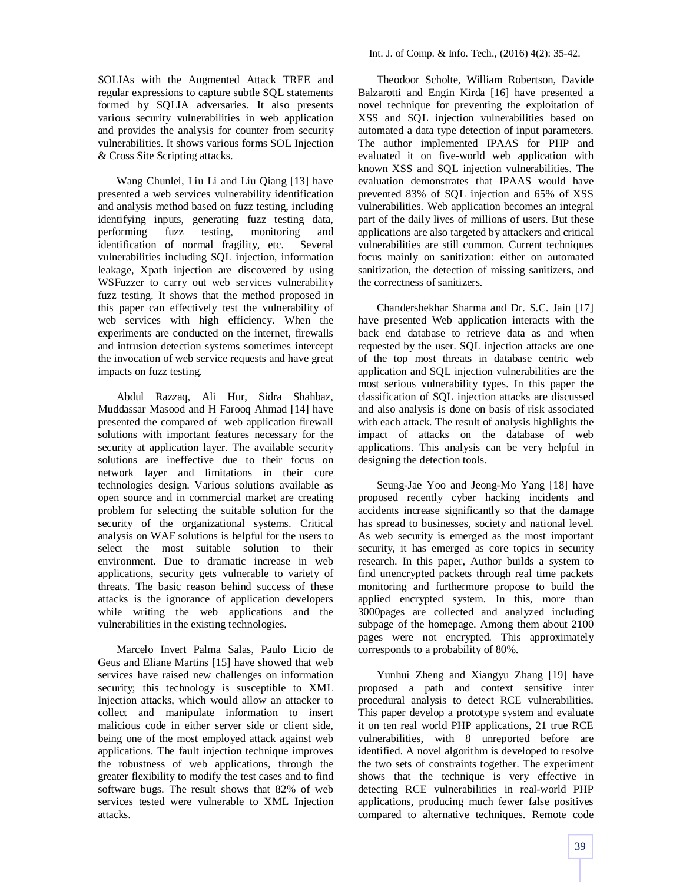SOLIAs with the Augmented Attack TREE and regular expressions to capture subtle SQL statements formed by SQLIA adversaries. It also presents various security vulnerabilities in web application and provides the analysis for counter from security vulnerabilities. It shows various forms SOL Injection & Cross Site Scripting attacks.

Wang Chunlei, Liu Li and Liu Qiang [13] have presented a web services vulnerability identification and analysis method based on fuzz testing, including identifying inputs, generating fuzz testing data, performing fuzz testing, monitoring and identification of normal fragility, etc. Several vulnerabilities including SQL injection, information leakage, Xpath injection are discovered by using WSFuzzer to carry out web services vulnerability fuzz testing. It shows that the method proposed in this paper can effectively test the vulnerability of web services with high efficiency. When the experiments are conducted on the internet, firewalls and intrusion detection systems sometimes intercept the invocation of web service requests and have great impacts on fuzz testing.

Abdul Razzaq, Ali Hur, Sidra Shahbaz, Muddassar Masood and H Farooq Ahmad [14] have presented the compared of web application firewall solutions with important features necessary for the security at application layer. The available security solutions are ineffective due to their focus on network layer and limitations in their core technologies design. Various solutions available as open source and in commercial market are creating problem for selecting the suitable solution for the security of the organizational systems. Critical analysis on WAF solutions is helpful for the users to select the most suitable solution to their environment. Due to dramatic increase in web applications, security gets vulnerable to variety of threats. The basic reason behind success of these attacks is the ignorance of application developers while writing the web applications and the vulnerabilities in the existing technologies.

Marcelo Invert Palma Salas, Paulo Licio de Geus and Eliane Martins [15] have showed that web services have raised new challenges on information security; this technology is susceptible to XML Injection attacks, which would allow an attacker to collect and manipulate information to insert malicious code in either server side or client side, being one of the most employed attack against web applications. The fault injection technique improves the robustness of web applications, through the greater flexibility to modify the test cases and to find software bugs. The result shows that 82% of web services tested were vulnerable to XML Injection attacks.

Theodoor Scholte, William Robertson, Davide Balzarotti and Engin Kirda [16] have presented a novel technique for preventing the exploitation of XSS and SQL injection vulnerabilities based on automated a data type detection of input parameters. The author implemented IPAAS for PHP and evaluated it on five-world web application with known XSS and SQL injection vulnerabilities. The evaluation demonstrates that IPAAS would have prevented 83% of SQL injection and 65% of XSS vulnerabilities. Web application becomes an integral part of the daily lives of millions of users. But these applications are also targeted by attackers and critical vulnerabilities are still common. Current techniques focus mainly on sanitization: either on automated sanitization, the detection of missing sanitizers, and the correctness of sanitizers.

Chandershekhar Sharma and Dr. S.C. Jain [17] have presented Web application interacts with the back end database to retrieve data as and when requested by the user. SQL injection attacks are one of the top most threats in database centric web application and SQL injection vulnerabilities are the most serious vulnerability types. In this paper the classification of SQL injection attacks are discussed and also analysis is done on basis of risk associated with each attack. The result of analysis highlights the impact of attacks on the database of web applications. This analysis can be very helpful in designing the detection tools.

Seung-Jae Yoo and Jeong-Mo Yang [18] have proposed recently cyber hacking incidents and accidents increase significantly so that the damage has spread to businesses, society and national level. As web security is emerged as the most important security, it has emerged as core topics in security research. In this paper, Author builds a system to find unencrypted packets through real time packets monitoring and furthermore propose to build the applied encrypted system. In this, more than 3000pages are collected and analyzed including subpage of the homepage. Among them about 2100 pages were not encrypted. This approximately corresponds to a probability of 80%.

Yunhui Zheng and Xiangyu Zhang [19] have proposed a path and context sensitive inter procedural analysis to detect RCE vulnerabilities. This paper develop a prototype system and evaluate it on ten real world PHP applications, 21 true RCE vulnerabilities, with 8 unreported before are identified. A novel algorithm is developed to resolve the two sets of constraints together. The experiment shows that the technique is very effective in detecting RCE vulnerabilities in real-world PHP applications, producing much fewer false positives compared to alternative techniques. Remote code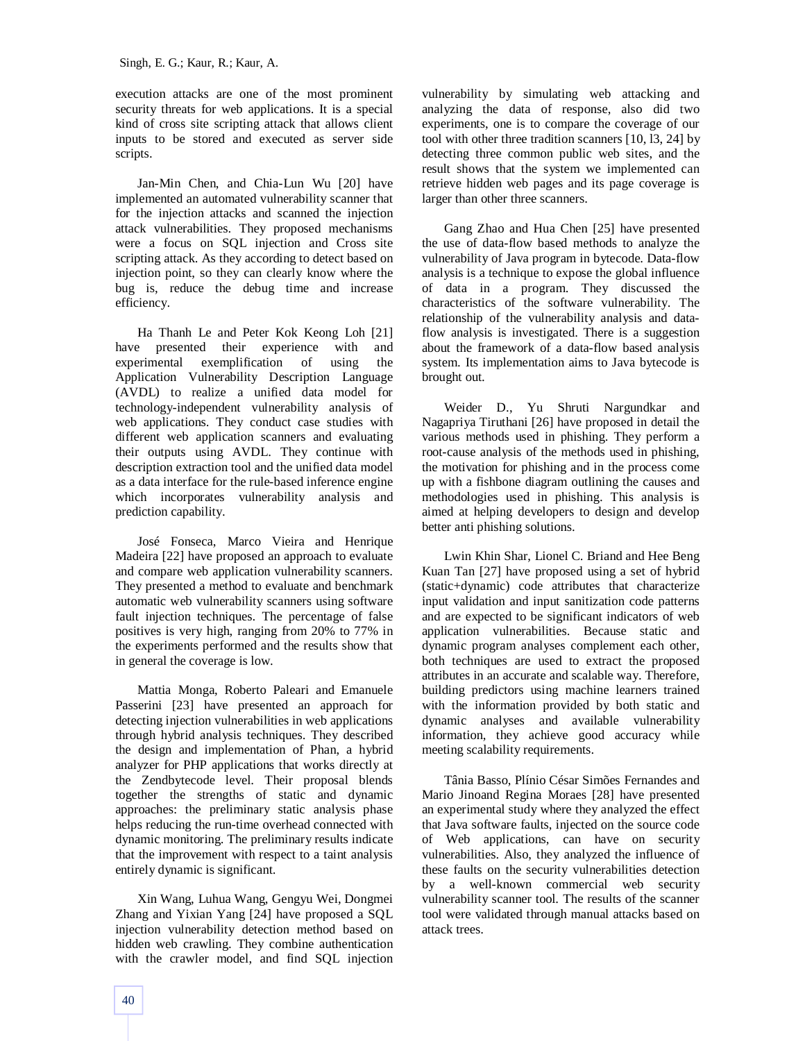execution attacks are one of the most prominent security threats for web applications. It is a special kind of cross site scripting attack that allows client inputs to be stored and executed as server side scripts.

Jan-Min Chen, and Chia-Lun Wu [20] have implemented an automated vulnerability scanner that for the injection attacks and scanned the injection attack vulnerabilities. They proposed mechanisms were a focus on SQL injection and Cross site scripting attack. As they according to detect based on injection point, so they can clearly know where the bug is, reduce the debug time and increase efficiency.

Ha Thanh Le and Peter Kok Keong Loh [21] have presented their experience with and experimental exemplification of using the Application Vulnerability Description Language (AVDL) to realize a unified data model for technology-independent vulnerability analysis of web applications. They conduct case studies with different web application scanners and evaluating their outputs using AVDL. They continue with description extraction tool and the unified data model as a data interface for the rule-based inference engine which incorporates vulnerability analysis and prediction capability.

José Fonseca, Marco Vieira and Henrique Madeira [22] have proposed an approach to evaluate and compare web application vulnerability scanners. They presented a method to evaluate and benchmark automatic web vulnerability scanners using software fault injection techniques. The percentage of false positives is very high, ranging from 20% to 77% in the experiments performed and the results show that in general the coverage is low.

Mattia Monga, Roberto Paleari and Emanuele Passerini [23] have presented an approach for detecting injection vulnerabilities in web applications through hybrid analysis techniques. They described the design and implementation of Phan, a hybrid analyzer for PHP applications that works directly at the Zendbytecode level. Their proposal blends together the strengths of static and dynamic approaches: the preliminary static analysis phase helps reducing the run-time overhead connected with dynamic monitoring. The preliminary results indicate that the improvement with respect to a taint analysis entirely dynamic is significant.

Xin Wang, Luhua Wang, Gengyu Wei, Dongmei Zhang and Yixian Yang [24] have proposed a SQL injection vulnerability detection method based on hidden web crawling. They combine authentication with the crawler model, and find SQL injection vulnerability by simulating web attacking and analyzing the data of response, also did two experiments, one is to compare the coverage of our tool with other three tradition scanners [10, l3, 24] by detecting three common public web sites, and the result shows that the system we implemented can retrieve hidden web pages and its page coverage is larger than other three scanners.

Gang Zhao and Hua Chen [25] have presented the use of data-flow based methods to analyze the vulnerability of Java program in bytecode. Data-flow analysis is a technique to expose the global influence of data in a program. They discussed the characteristics of the software vulnerability. The relationship of the vulnerability analysis and data-flow analysis is investigated. There is a suggestion about the framework of a data-flow based analysis system. Its implementation aims to Java bytecode is brought out.

Weider D., Yu Shruti Nargundkar and Nagapriya Tiruthani [26] have proposed in detail the various methods used in phishing. They perform a root-cause analysis of the methods used in phishing, the motivation for phishing and in the process come up with a fishbone diagram outlining the causes and methodologies used in phishing. This analysis is aimed at helping developers to design and develop better anti phishing solutions.

Lwin Khin Shar, Lionel C. Briand and Hee Beng Kuan Tan [27] have proposed using a set of hybrid (static+dynamic) code attributes that characterize input validation and input sanitization code patterns and are expected to be significant indicators of web application vulnerabilities. Because static and dynamic program analyses complement each other, both techniques are used to extract the proposed attributes in an accurate and scalable way. Therefore, building predictors using machine learners trained with the information provided by both static and dynamic analyses and available vulnerability information, they achieve good accuracy while meeting scalability requirements.

Tânia Basso, Plínio César Simões Fernandes and Mario Jinoand Regina Moraes [28] have presented an experimental study where they analyzed the effect that Java software faults, injected on the source code of Web applications, can have on security vulnerabilities. Also, they analyzed the influence of these faults on the security vulnerabilities detection by a well-known commercial web security vulnerability scanner tool. The results of the scanner tool were validated through manual attacks based on attack trees.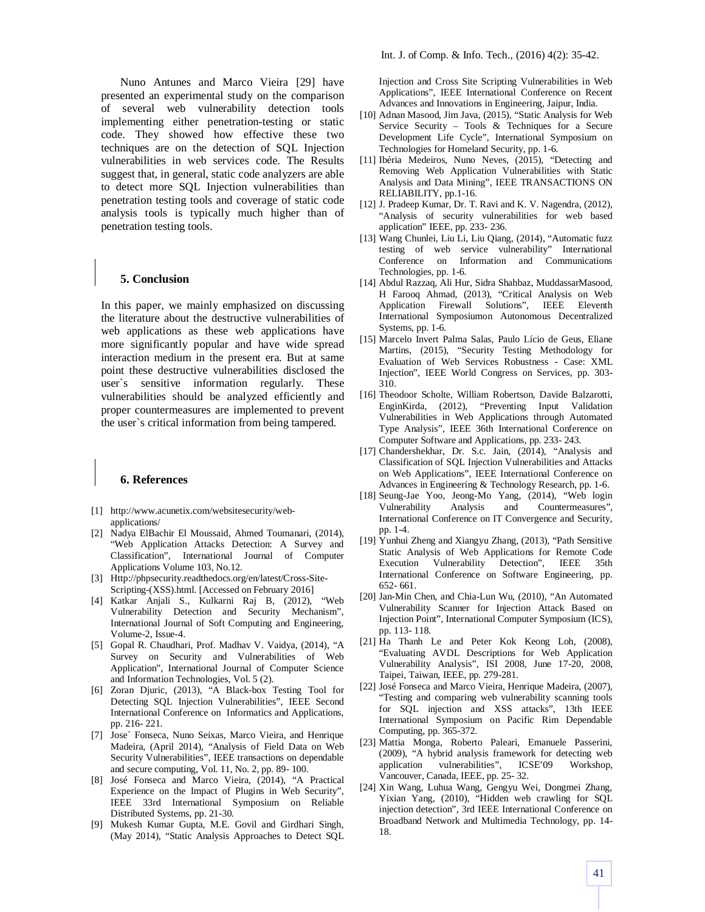Nuno Antunes and Marco Vieira [29] have presented an experimental study on the comparison of several web vulnerability detection tools implementing either penetration-testing or static code. They showed how effective these two techniques are on the detection of SQL Injection vulnerabilities in web services code. The Results suggest that, in general, static code analyzers are able to detect more SQL Injection vulnerabilities than penetration testing tools and coverage of static code analysis tools is typically much higher than of penetration testing tools.

## 5. Conclusion

In this paper, we mainly emphasized on discussing the literature about the destructive vulnerabilities of web applications as these web applications have more significantly popular and have wide spread interaction medium in the present era. But at same point these destructive vulnerabilities disclosed the user`s sensitive information regularly. These vulnerabilities should be analyzed efficiently and proper countermeasures are implemented to prevent the user`s critical information from being tampered.

## 6. References

[1] http://www.acunetix.com/websitesecurity/web-applications/

[2] Nadya ElBachir El Moussaid, Ahmed Toumanari, (2014), "Web Application Attacks Detection: A Survey and Classification", International Journal of Computer Applications Volume 103, No.12.

[3] Http://phpsecurity.readthedocs.org/en/latest/Cross-Site-Scripting-(XSS).html. [Accessed on February 2016]

[4] Katkar Anjali S., Kulkarni Raj B, (2012), "Web Vulnerability Detection and Security Mechanism", International Journal of Soft Computing and Engineering, Volume-2, Issue-4.

[5] Gopal R. Chaudhari, Prof. Madhav V. Vaidya, (2014), "A Survey on Security and Vulnerabilities of Web Application", International Journal of Computer Science and Information Technologies, Vol. 5 (2).

[6] Zoran Djuric, (2013), "A Black-box Testing Tool for Detecting SQL Injection Vulnerabilities", IEEE Second International Conference on Informatics and Applications, pp. 216- 221.

[7] Jose´ Fonseca, Nuno Seixas, Marco Vieira, and Henrique Madeira, (April 2014), "Analysis of Field Data on Web Security Vulnerabilities", IEEE transactions on dependable and secure computing, Vol. 11, No. 2, pp. 89- 100.

[8] José Fonseca and Marco Vieira, (2014), "A Practical Experience on the Impact of Plugins in Web Security", IEEE 33rd International Symposium on Reliable Distributed Systems, pp. 21-30.

[9] Mukesh Kumar Gupta, M.E. Govil and Girdhari Singh, (May 2014), "Static Analysis Approaches to Detect SQL Injection and Cross Site Scripting Vulnerabilities in Web Applications", IEEE International Conference on Recent Advances and Innovations in Engineering, Jaipur, India.

[10] Adnan Masood, Jim Java, (2015), "Static Analysis for Web Service Security – Tools & Techniques for a Secure Development Life Cycle", International Symposium on Technologies for Homeland Security, pp. 1-6.

[11] Ibéria Medeiros, Nuno Neves, (2015), "Detecting and Removing Web Application Vulnerabilities with Static Analysis and Data Mining", IEEE TRANSACTIONS ON RELIABILITY, pp.1-16.

[12] J. Pradeep Kumar, Dr. T. Ravi and K. V. Nagendra, (2012), "Analysis of security vulnerabilities for web based application" IEEE, pp. 233- 236.

[13] Wang Chunlei, Liu Li, Liu Qiang, (2014), "Automatic fuzz testing of web service vulnerability" International Conference on Information and Communications Technologies, pp. 1-6.

[14] Abdul Razzaq, Ali Hur, Sidra Shahbaz, MuddassarMasood, H Farooq Ahmad, (2013), "Critical Analysis on Web Application Firewall Solutions", IEEE Eleventh International Symposiumon Autonomous Decentralized Systems, pp. 1-6.

[15] Marcelo Invert Palma Salas, Paulo Lício de Geus, Eliane Martins, (2015), "Security Testing Methodology for Evaluation of Web Services Robustness - Case: XML Injection", IEEE World Congress on Services, pp. 303-310.

[16] Theodoor Scholte, William Robertson, Davide Balzarotti, EnginKirda, (2012), "Preventing Input Validation Vulnerabilities in Web Applications through Automated Type Analysis", IEEE 36th International Conference on Computer Software and Applications, pp. 233- 243.

[17] Chandershekhar, Dr. S.c. Jain, (2014), "Analysis and Classification of SQL Injection Vulnerabilities and Attacks on Web Applications", IEEE International Conference on Advances in Engineering & Technology Research, pp. 1-6.

[18] Seung-Jae Yoo, Jeong-Mo Yang, (2014), "Web login Vulnerability Analysis and Countermeasures", International Conference on IT Convergence and Security, pp. 1-4.

[19] Yunhui Zheng and Xiangyu Zhang, (2013), "Path Sensitive Static Analysis of Web Applications for Remote Code Execution Vulnerability Detection", IEEE 35th International Conference on Software Engineering, pp. 652- 661.

[20] Jan-Min Chen, and Chia-Lun Wu, (2010), "An Automated Vulnerability Scanner for Injection Attack Based on Injection Point", International Computer Symposium (ICS), pp. 113- 118.

[21] Ha Thanh Le and Peter Kok Keong Loh, (2008), "Evaluating AVDL Descriptions for Web Application Vulnerability Analysis", ISI 2008, June 17-20, 2008, Taipei, Taiwan, IEEE, pp. 279-281.

[22] José Fonseca and Marco Vieira, Henrique Madeira, (2007), "Testing and comparing web vulnerability scanning tools for SQL injection and XSS attacks", 13th IEEE International Symposium on Pacific Rim Dependable Computing, pp. 365-372.

[23] Mattia Monga, Roberto Paleari, Emanuele Passerini, (2009), "A hybrid analysis framework for detecting web application vulnerabilities", ICSE'09 Workshop, Vancouver, Canada, IEEE, pp. 25- 32.

[24] Xin Wang, Luhua Wang, Gengyu Wei, Dongmei Zhang, Yixian Yang, (2010), "Hidden web crawling for SQL injection detection", 3rd IEEE International Conference on Broadband Network and Multimedia Technology, pp. 14-18.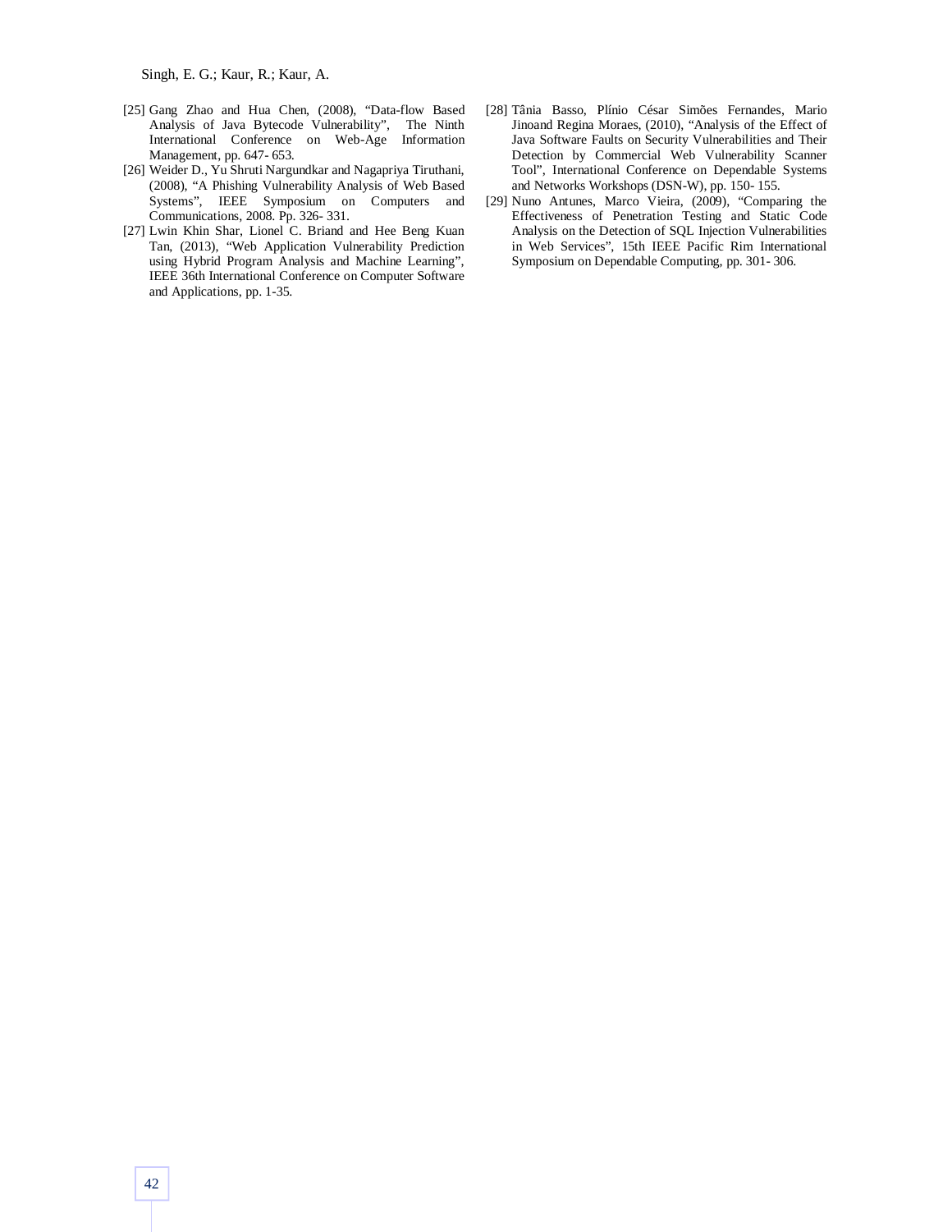[25] Gang Zhao and Hua Chen, (2008), “Data-flow Based Analysis of Java Bytecode Vulnerability”, The Ninth International Conference on Web-Age Information Management, pp. 647- 653.

[26] Weider D., Yu Shruti Nargundkar and Nagapriya Tiruthani, (2008), “A Phishing Vulnerability Analysis of Web Based Systems”, IEEE Symposium on Computers and Communications, 2008. Pp. 326- 331.

[27] Lwin Khin Shar, Lionel C. Briand and Hee Beng Kuan Tan, (2013), “Web Application Vulnerability Prediction using Hybrid Program Analysis and Machine Learning”, IEEE 36th International Conference on Computer Software and Applications, pp. 1-35.

[28] Tânia Basso, Plínio César Simões Fernandes, Mario Jinoand Regina Moraes, (2010), “Analysis of the Effect of Java Software Faults on Security Vulnerabilities and Their Detection by Commercial Web Vulnerability Scanner Tool”, International Conference on Dependable Systems and Networks Workshops (DSN-W), pp. 150- 155.

[29] Nuno Antunes, Marco Vieira, (2009), “Comparing the Effectiveness of Penetration Testing and Static Code Analysis on the Detection of SQL Injection Vulnerabilities in Web Services”, 15th IEEE Pacific Rim International Symposium on Dependable Computing, pp. 301- 306.